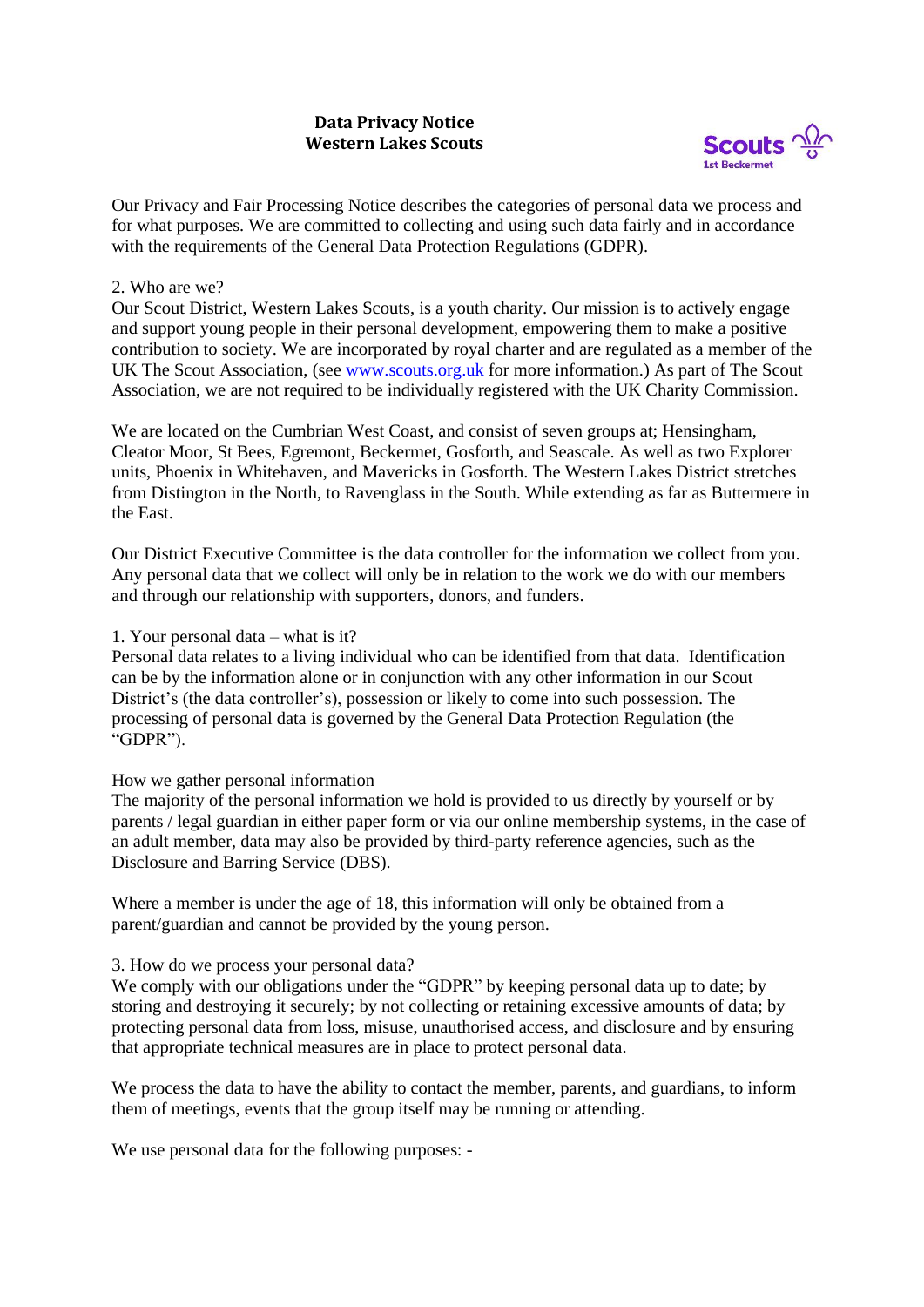# Data Privacy Notice
# Western Lakes Scouts

Scouts 1st Beckermet

Our Privacy and Fair Processing Notice describes the categories of personal data we process and for what purposes. We are committed to collecting and using such data fairly and in accordance with the requirements of the General Data Protection Regulations (GDPR).

## 2. Who are we?

Our Scout District, Western Lakes Scouts, is a youth charity. Our mission is to actively engage and support young people in their personal development, empowering them to make a positive contribution to society. We are incorporated by royal charter and are regulated as a member of the UK The Scout Association, (see www.scouts.org.uk for more information.) As part of The Scout Association, we are not required to be individually registered with the UK Charity Commission.

We are located on the Cumbrian West Coast, and consist of seven groups at; Hensingham, Cleator Moor, St Bees, Egremont, Beckermet, Gosforth, and Seascale. As well as two Explorer units, Phoenix in Whitehaven, and Mavericks in Gosforth. The Western Lakes District stretches from Distington in the North, to Ravenglass in the South. While extending as far as Buttermere in the East.

Our District Executive Committee is the data controller for the information we collect from you. Any personal data that we collect will only be in relation to the work we do with our members and through our relationship with supporters, donors, and funders.

## 1. Your personal data – what is it?

Personal data relates to a living individual who can be identified from that data. Identification can be by the information alone or in conjunction with any other information in our Scout District's (the data controller's), possession or likely to come into such possession. The processing of personal data is governed by the General Data Protection Regulation (the "GDPR").

### How we gather personal information

The majority of the personal information we hold is provided to us directly by yourself or by parents / legal guardian in either paper form or via our online membership systems, in the case of an adult member, data may also be provided by third-party reference agencies, such as the Disclosure and Barring Service (DBS).

Where a member is under the age of 18, this information will only be obtained from a parent/guardian and cannot be provided by the young person.

## 3. How do we process your personal data?

We comply with our obligations under the "GDPR" by keeping personal data up to date; by storing and destroying it securely; by not collecting or retaining excessive amounts of data; by protecting personal data from loss, misuse, unauthorised access, and disclosure and by ensuring that appropriate technical measures are in place to protect personal data.

We process the data to have the ability to contact the member, parents, and guardians, to inform them of meetings, events that the group itself may be running or attending.

We use personal data for the following purposes: -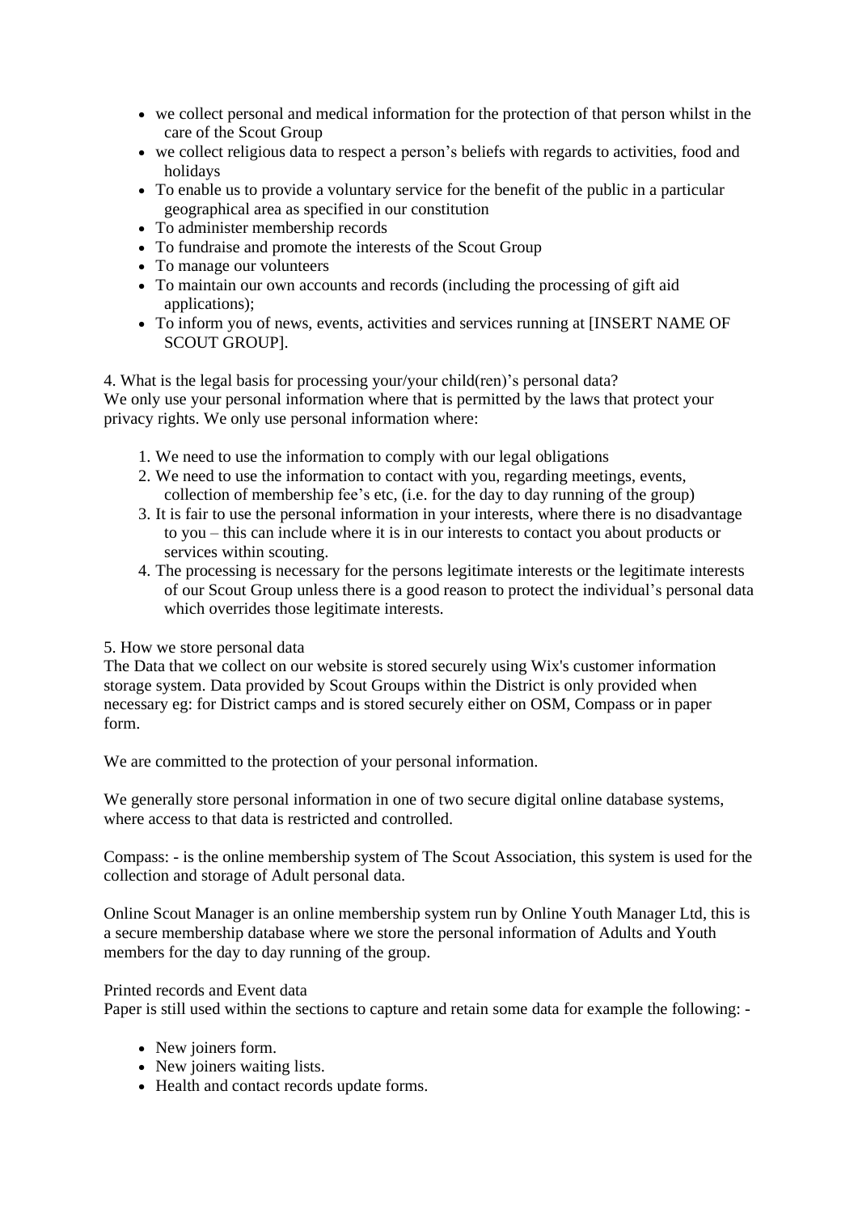- we collect personal and medical information for the protection of that person whilst in the care of the Scout Group
- we collect religious data to respect a person's beliefs with regards to activities, food and holidays
- To enable us to provide a voluntary service for the benefit of the public in a particular geographical area as specified in our constitution
- To administer membership records
- To fundraise and promote the interests of the Scout Group
- To manage our volunteers
- To maintain our own accounts and records (including the processing of gift aid applications);
- To inform you of news, events, activities and services running at [INSERT NAME OF SCOUT GROUP].

4. What is the legal basis for processing your/your child(ren)'s personal data?

We only use your personal information where that is permitted by the laws that protect your privacy rights. We only use personal information where:

1. We need to use the information to comply with our legal obligations
2. We need to use the information to contact with you, regarding meetings, events, collection of membership fee's etc, (i.e. for the day to day running of the group)
3. It is fair to use the personal information in your interests, where there is no disadvantage to you – this can include where it is in our interests to contact you about products or services within scouting.
4. The processing is necessary for the persons legitimate interests or the legitimate interests of our Scout Group unless there is a good reason to protect the individual's personal data which overrides those legitimate interests.

5. How we store personal data

The Data that we collect on our website is stored securely using Wix's customer information storage system. Data provided by Scout Groups within the District is only provided when necessary eg: for District camps and is stored securely either on OSM, Compass or in paper form.

We are committed to the protection of your personal information.

We generally store personal information in one of two secure digital online database systems, where access to that data is restricted and controlled.

Compass: - is the online membership system of The Scout Association, this system is used for the collection and storage of Adult personal data.

Online Scout Manager is an online membership system run by Online Youth Manager Ltd, this is a secure membership database where we store the personal information of Adults and Youth members for the day to day running of the group.

Printed records and Event data

Paper is still used within the sections to capture and retain some data for example the following: -

- New joiners form.
- New joiners waiting lists.
- Health and contact records update forms.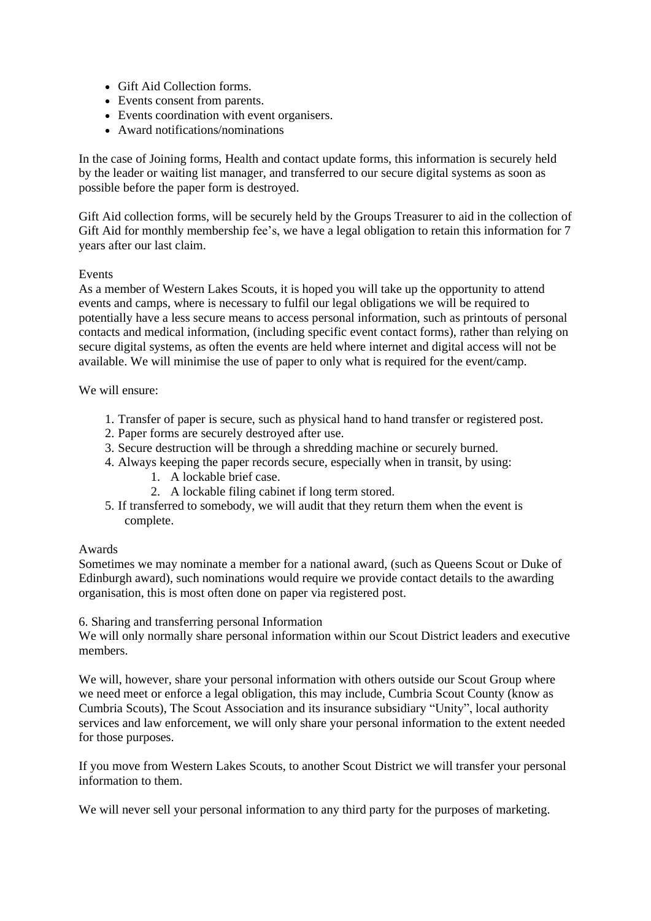- Gift Aid Collection forms.
- Events consent from parents.
- Events coordination with event organisers.
- Award notifications/nominations

In the case of Joining forms, Health and contact update forms, this information is securely held by the leader or waiting list manager, and transferred to our secure digital systems as soon as possible before the paper form is destroyed.

Gift Aid collection forms, will be securely held by the Groups Treasurer to aid in the collection of Gift Aid for monthly membership fee's, we have a legal obligation to retain this information for 7 years after our last claim.

Events

As a member of Western Lakes Scouts, it is hoped you will take up the opportunity to attend events and camps, where is necessary to fulfil our legal obligations we will be required to potentially have a less secure means to access personal information, such as printouts of personal contacts and medical information, (including specific event contact forms), rather than relying on secure digital systems, as often the events are held where internet and digital access will not be available. We will minimise the use of paper to only what is required for the event/camp.

We will ensure:

1. Transfer of paper is secure, such as physical hand to hand transfer or registered post.
2. Paper forms are securely destroyed after use.
3. Secure destruction will be through a shredding machine or securely burned.
4. Always keeping the paper records secure, especially when in transit, by using:
   1. A lockable brief case.
   2. A lockable filing cabinet if long term stored.
5. If transferred to somebody, we will audit that they return them when the event is complete.

Awards

Sometimes we may nominate a member for a national award, (such as Queens Scout or Duke of Edinburgh award), such nominations would require we provide contact details to the awarding organisation, this is most often done on paper via registered post.

6. Sharing and transferring personal Information

We will only normally share personal information within our Scout District leaders and executive members.

We will, however, share your personal information with others outside our Scout Group where we need meet or enforce a legal obligation, this may include, Cumbria Scout County (know as Cumbria Scouts), The Scout Association and its insurance subsidiary "Unity", local authority services and law enforcement, we will only share your personal information to the extent needed for those purposes.

If you move from Western Lakes Scouts, to another Scout District we will transfer your personal information to them.

We will never sell your personal information to any third party for the purposes of marketing.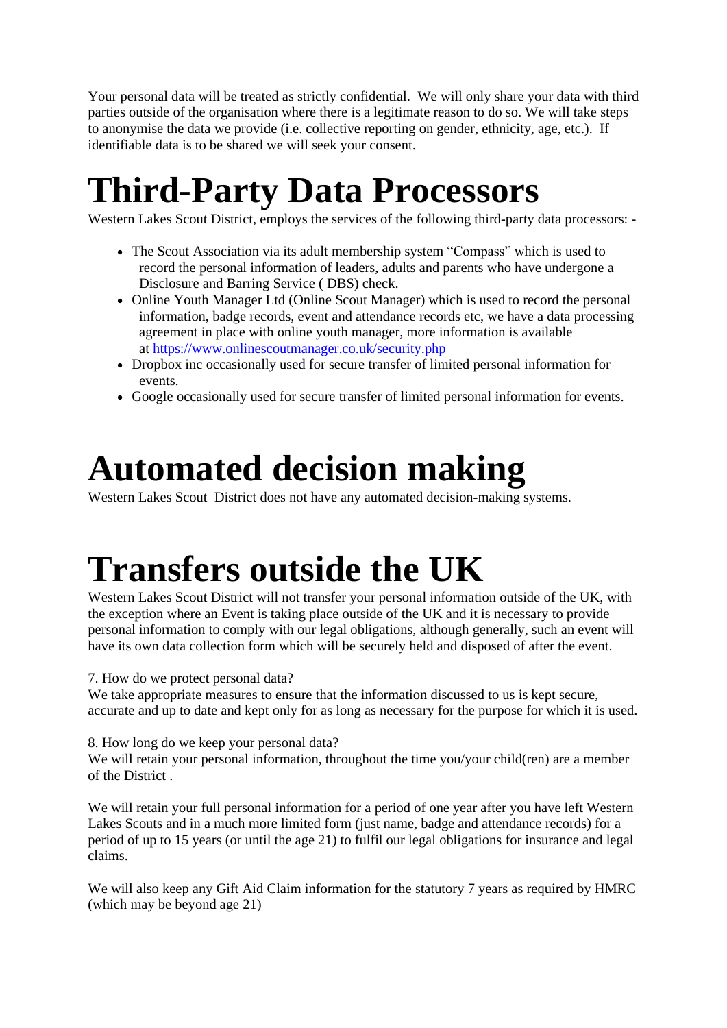Your personal data will be treated as strictly confidential. We will only share your data with third parties outside of the organisation where there is a legitimate reason to do so. We will take steps to anonymise the data we provide (i.e. collective reporting on gender, ethnicity, age, etc.). If identifiable data is to be shared we will seek your consent.

# Third-Party Data Processors

Western Lakes Scout District, employs the services of the following third-party data processors: -

- The Scout Association via its adult membership system "Compass" which is used to record the personal information of leaders, adults and parents who have undergone a Disclosure and Barring Service ( DBS) check.
- Online Youth Manager Ltd (Online Scout Manager) which is used to record the personal information, badge records, event and attendance records etc, we have a data processing agreement in place with online youth manager, more information is available at https://www.onlinescoutmanager.co.uk/security.php
- Dropbox inc occasionally used for secure transfer of limited personal information for events.
- Google occasionally used for secure transfer of limited personal information for events.

# Automated decision making

Western Lakes Scout District does not have any automated decision-making systems.

# Transfers outside the UK

Western Lakes Scout District will not transfer your personal information outside of the UK, with the exception where an Event is taking place outside of the UK and it is necessary to provide personal information to comply with our legal obligations, although generally, such an event will have its own data collection form which will be securely held and disposed of after the event.

7. How do we protect personal data?
We take appropriate measures to ensure that the information discussed to us is kept secure, accurate and up to date and kept only for as long as necessary for the purpose for which it is used.

8. How long do we keep your personal data?
We will retain your personal information, throughout the time you/your child(ren) are a member of the District .

We will retain your full personal information for a period of one year after you have left Western Lakes Scouts and in a much more limited form (just name, badge and attendance records) for a period of up to 15 years (or until the age 21) to fulfil our legal obligations for insurance and legal claims.

We will also keep any Gift Aid Claim information for the statutory 7 years as required by HMRC (which may be beyond age 21)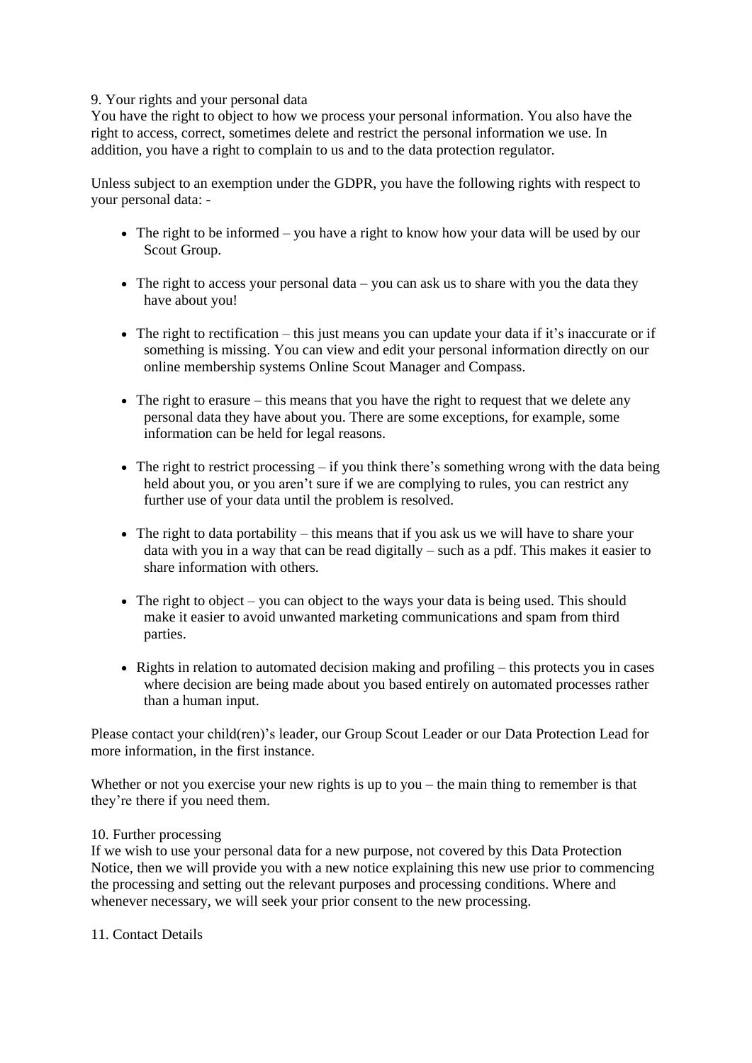## 9. Your rights and your personal data

You have the right to object to how we process your personal information. You also have the right to access, correct, sometimes delete and restrict the personal information we use. In addition, you have a right to complain to us and to the data protection regulator.

Unless subject to an exemption under the GDPR, you have the following rights with respect to your personal data: -

- The right to be informed – you have a right to know how your data will be used by our Scout Group.
- The right to access your personal data – you can ask us to share with you the data they have about you!
- The right to rectification – this just means you can update your data if it's inaccurate or if something is missing. You can view and edit your personal information directly on our online membership systems Online Scout Manager and Compass.
- The right to erasure – this means that you have the right to request that we delete any personal data they have about you. There are some exceptions, for example, some information can be held for legal reasons.
- The right to restrict processing – if you think there's something wrong with the data being held about you, or you aren't sure if we are complying to rules, you can restrict any further use of your data until the problem is resolved.
- The right to data portability – this means that if you ask us we will have to share your data with you in a way that can be read digitally – such as a pdf. This makes it easier to share information with others.
- The right to object – you can object to the ways your data is being used. This should make it easier to avoid unwanted marketing communications and spam from third parties.
- Rights in relation to automated decision making and profiling – this protects you in cases where decision are being made about you based entirely on automated processes rather than a human input.

Please contact your child(ren)'s leader, our Group Scout Leader or our Data Protection Lead for more information, in the first instance.

Whether or not you exercise your new rights is up to you – the main thing to remember is that they're there if you need them.

## 10. Further processing

If we wish to use your personal data for a new purpose, not covered by this Data Protection Notice, then we will provide you with a new notice explaining this new use prior to commencing the processing and setting out the relevant purposes and processing conditions. Where and whenever necessary, we will seek your prior consent to the new processing.

## 11. Contact Details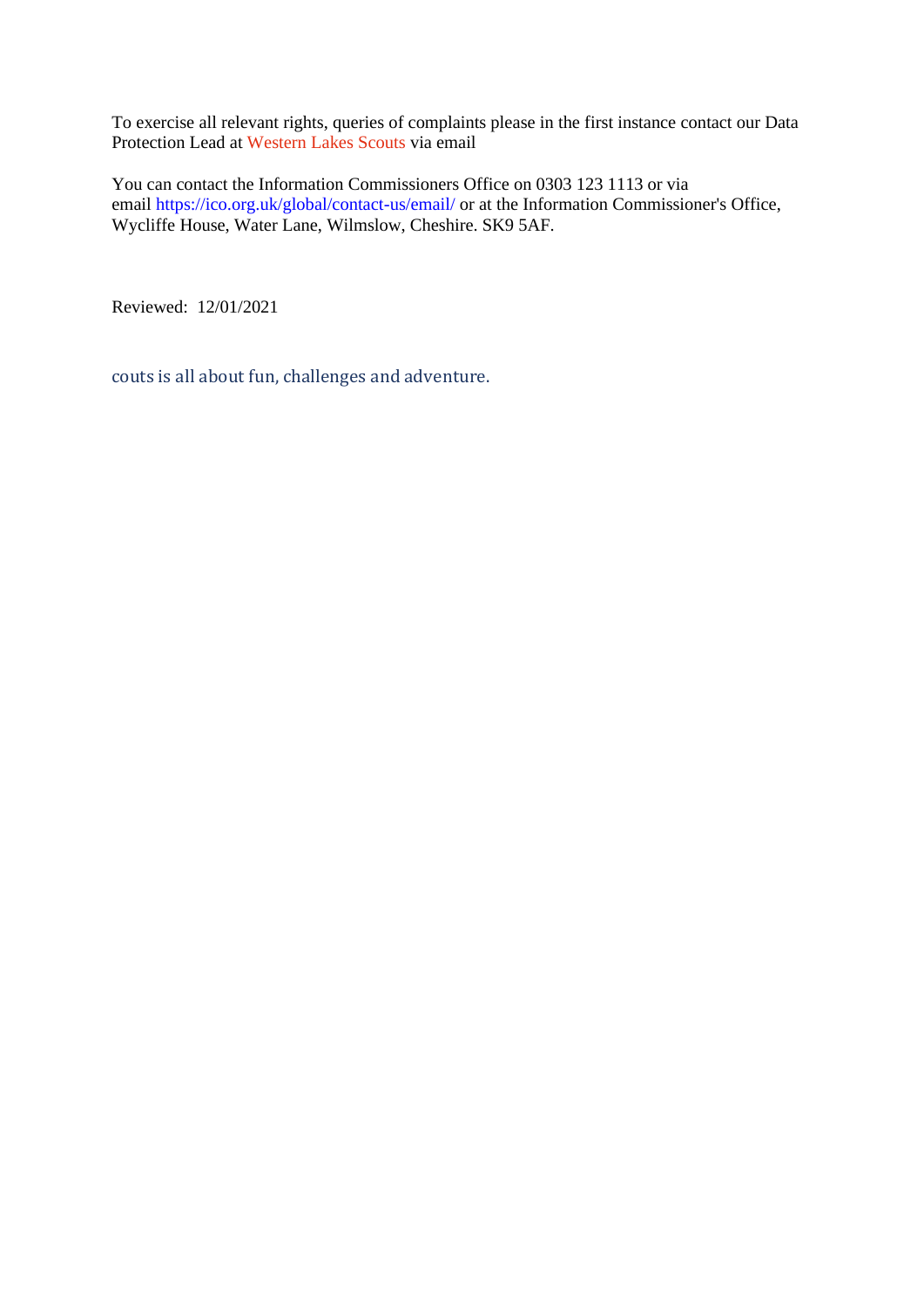To exercise all relevant rights, queries of complaints please in the first instance contact our Data Protection Lead at Western Lakes Scouts via email

You can contact the Information Commissioners Office on 0303 123 1113 or via email https://ico.org.uk/global/contact-us/email/ or at the Information Commissioner's Office, Wycliffe House, Water Lane, Wilmslow, Cheshire. SK9 5AF.

Reviewed: 12/01/2021

couts is all about fun, challenges and adventure.